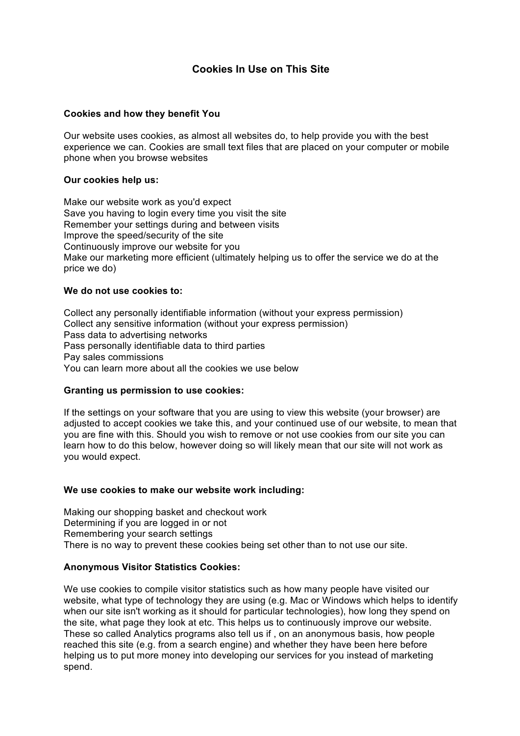# Cookies In Use on This Site

**Cookies and how they benefit You**

Our website uses cookies, as almost all websites do, to help provide you with the best experience we can. Cookies are small text files that are placed on your computer or mobile phone when you browse websites

**Our cookies help us:**

Make our website work as you'd expect
Save you having to login every time you visit the site
Remember your settings during and between visits
Improve the speed/security of the site
Continuously improve our website for you
Make our marketing more efficient (ultimately helping us to offer the service we do at the price we do)

**We do not use cookies to:**

Collect any personally identifiable information (without your express permission)
Collect any sensitive information (without your express permission)
Pass data to advertising networks
Pass personally identifiable data to third parties
Pay sales commissions
You can learn more about all the cookies we use below

**Granting us permission to use cookies:**

If the settings on your software that you are using to view this website (your browser) are adjusted to accept cookies we take this, and your continued use of our website, to mean that you are fine with this. Should you wish to remove or not use cookies from our site you can learn how to do this below, however doing so will likely mean that our site will not work as you would expect.

**We use cookies to make our website work including:**

Making our shopping basket and checkout work
Determining if you are logged in or not
Remembering your search settings
There is no way to prevent these cookies being set other than to not use our site.

**Anonymous Visitor Statistics Cookies:**

We use cookies to compile visitor statistics such as how many people have visited our website, what type of technology they are using (e.g. Mac or Windows which helps to identify when our site isn't working as it should for particular technologies), how long they spend on the site, what page they look at etc. This helps us to continuously improve our website. These so called Analytics programs also tell us if , on an anonymous basis, how people reached this site (e.g. from a search engine) and whether they have been here before helping us to put more money into developing our services for you instead of marketing spend.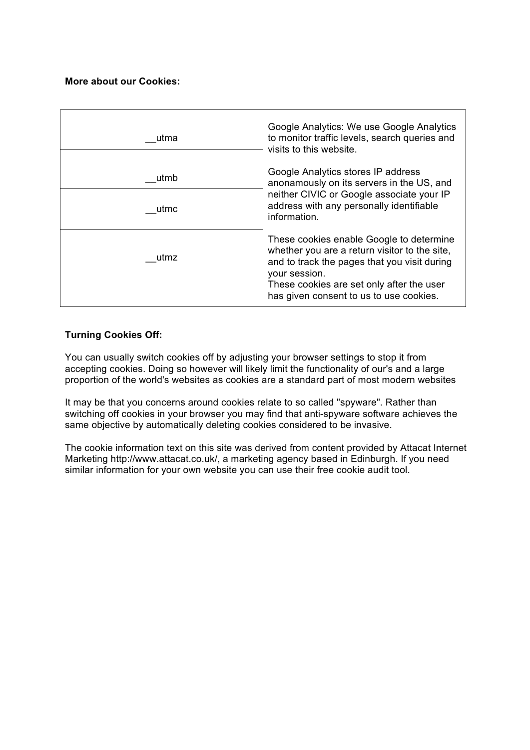**More about our Cookies:**

| | |
|---|---|
| __utma | Google Analytics: We use Google Analytics to monitor traffic levels, search queries and visits to this website.<br><br>Google Analytics stores IP address anonamously on its servers in the US, and neither CIVIC or Google associate your IP address with any personally identifiable information.<br><br>These cookies enable Google to determine whether you are a return visitor to the site, and to track the pages that you visit during your session.<br>These cookies are set only after the user has given consent to us to use cookies. |
| __utmb | |
| __utmc | |
| __utmz | |

**Turning Cookies Off:**

You can usually switch cookies off by adjusting your browser settings to stop it from accepting cookies. Doing so however will likely limit the functionality of our's and a large proportion of the world's websites as cookies are a standard part of most modern websites

It may be that you concerns around cookies relate to so called "spyware". Rather than switching off cookies in your browser you may find that anti-spyware software achieves the same objective by automatically deleting cookies considered to be invasive.

The cookie information text on this site was derived from content provided by Attacat Internet Marketing http://www.attacat.co.uk/, a marketing agency based in Edinburgh. If you need similar information for your own website you can use their free cookie audit tool.